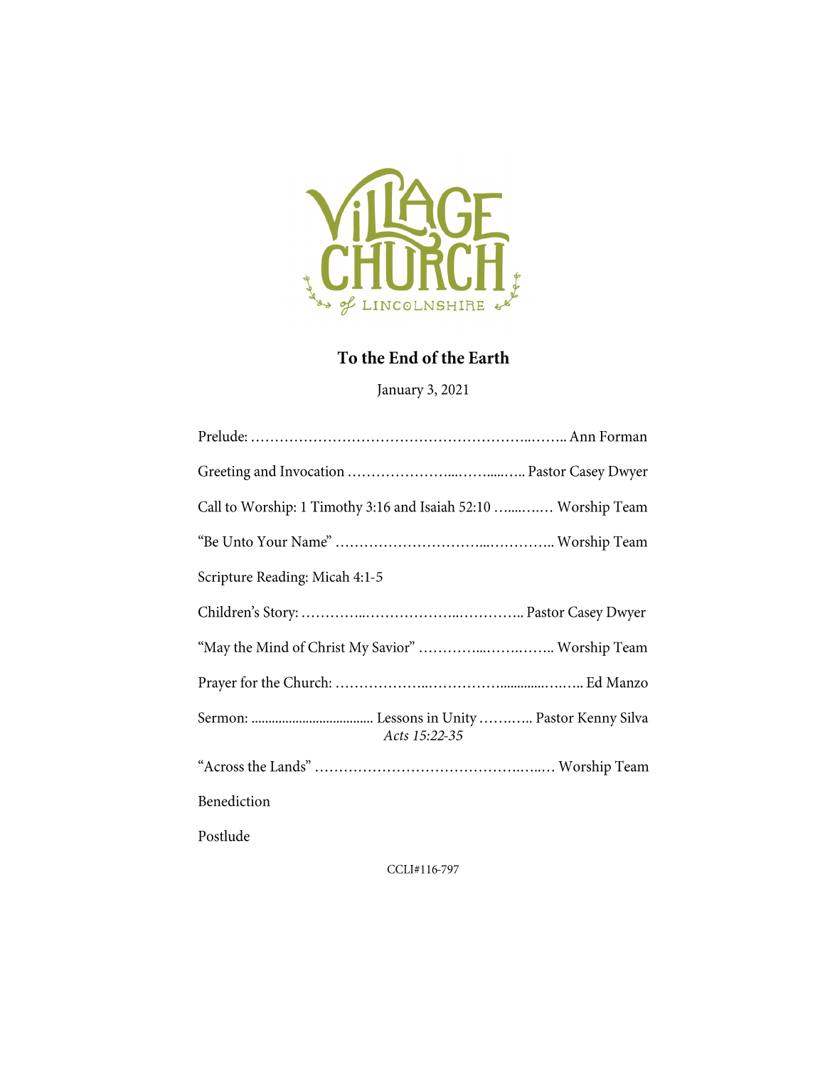# Village Church of Lincolnshire

## To the End of the Earth

January 3, 2021

Prelude: ………………………………………………………..…….. Ann Forman

Greeting and Invocation …………………...……....….. Pastor Casey Dwyer

Call to Worship: 1 Timothy 3:16 and Isaiah 52:10 …....….… Worship Team

"Be Unto Your Name" ………………………...………….. Worship Team

Scripture Reading: Micah 4:1-5

Children's Story: …………..………………..………….. Pastor Casey Dwyer

"May the Mind of Christ My Savior" …………...…….…….. Worship Team

Prayer for the Church: ………………..……………............….….. Ed Manzo

Sermon: .................................... Lessons in Unity ……….. Pastor Kenny Silva
*Acts 15:22-35*

"Across the Lands" ……………………………………..….… Worship Team

Benediction

Postlude

CCLI#116-797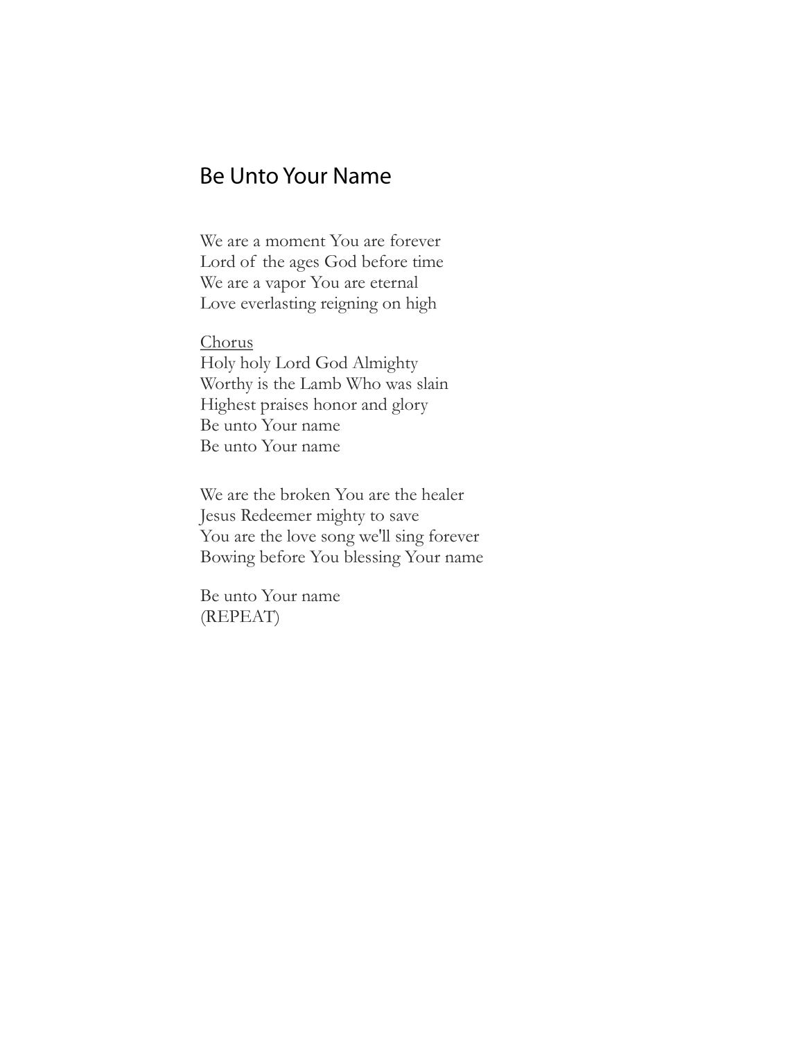# Be Unto Your Name

We are a moment You are forever  
Lord of the ages God before time  
We are a vapor You are eternal  
Love everlasting reigning on high

<u>Chorus</u>  
Holy holy Lord God Almighty  
Worthy is the Lamb Who was slain  
Highest praises honor and glory  
Be unto Your name  
Be unto Your name

We are the broken You are the healer  
Jesus Redeemer mighty to save  
You are the love song we'll sing forever  
Bowing before You blessing Your name

Be unto Your name  
(REPEAT)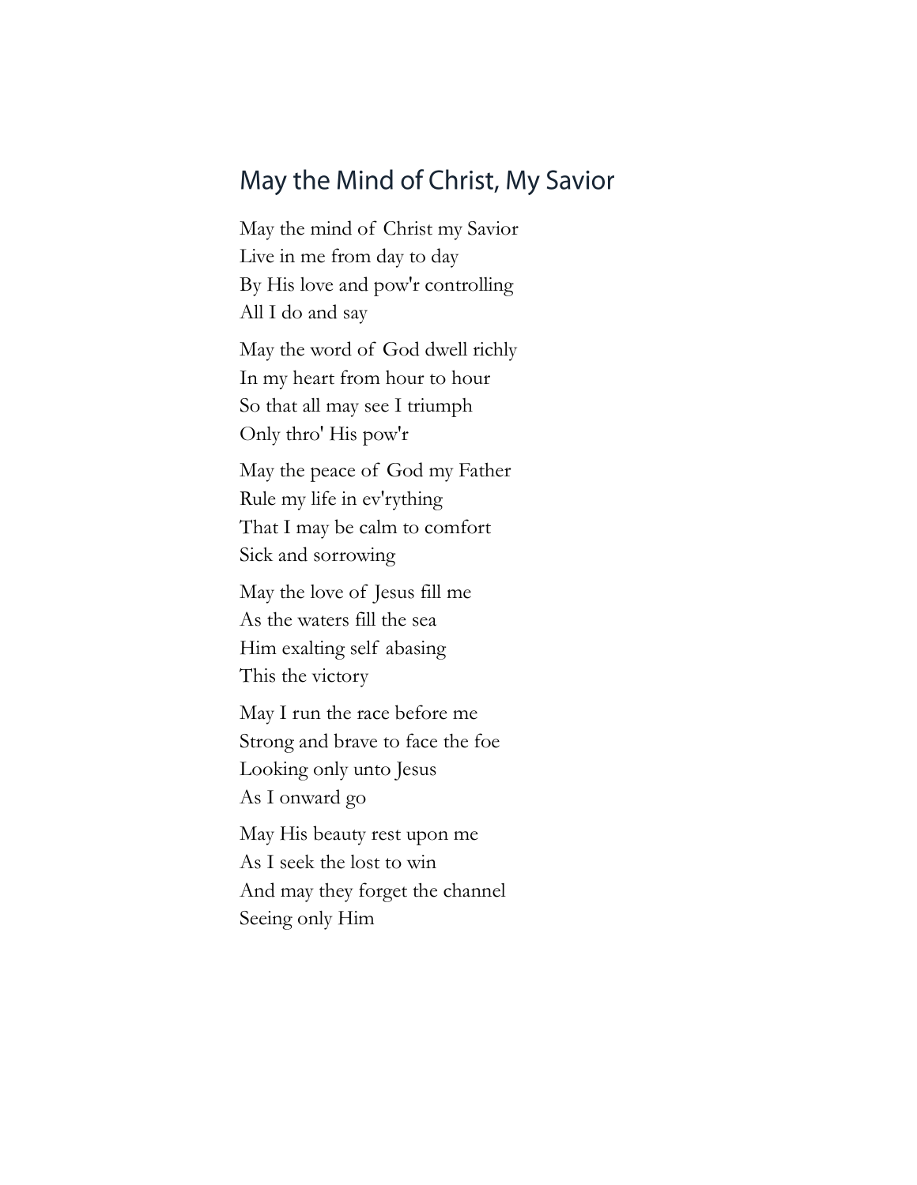## May the Mind of Christ, My Savior

May the mind of Christ my Savior
Live in me from day to day
By His love and pow'r controlling
All I do and say

May the word of God dwell richly
In my heart from hour to hour
So that all may see I triumph
Only thro' His pow'r

May the peace of God my Father
Rule my life in ev'rything
That I may be calm to comfort
Sick and sorrowing

May the love of Jesus fill me
As the waters fill the sea
Him exalting self abasing
This the victory

May I run the race before me
Strong and brave to face the foe
Looking only unto Jesus
As I onward go

May His beauty rest upon me
As I seek the lost to win
And may they forget the channel
Seeing only Him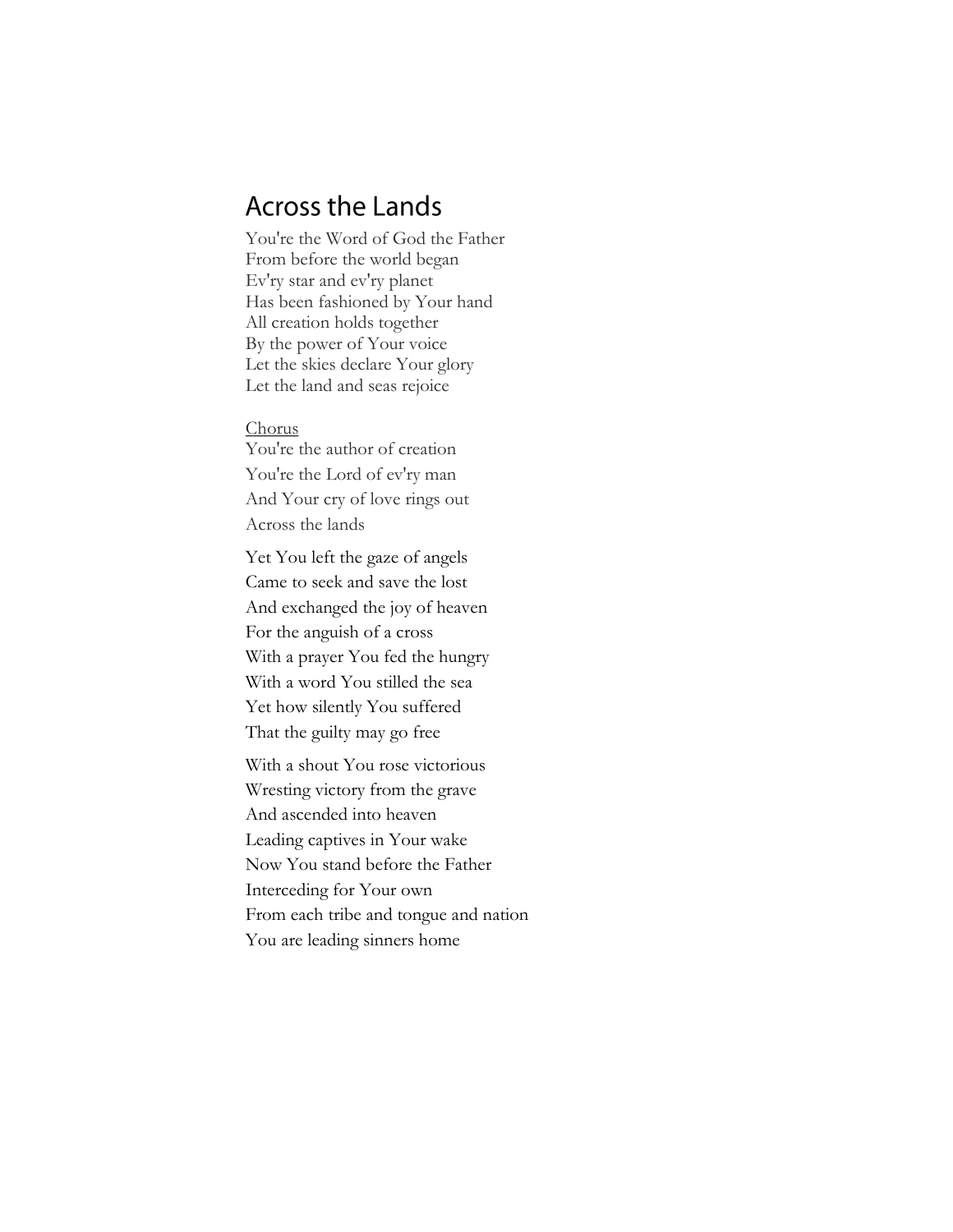# Across the Lands

You're the Word of God the Father
From before the world began
Ev'ry star and ev'ry planet
Has been fashioned by Your hand
All creation holds together
By the power of Your voice
Let the skies declare Your glory
Let the land and seas rejoice

<u>Chorus</u>
You're the author of creation
You're the Lord of ev'ry man
And Your cry of love rings out
Across the lands

Yet You left the gaze of angels
Came to seek and save the lost
And exchanged the joy of heaven
For the anguish of a cross
With a prayer You fed the hungry
With a word You stilled the sea
Yet how silently You suffered
That the guilty may go free

With a shout You rose victorious
Wresting victory from the grave
And ascended into heaven
Leading captives in Your wake
Now You stand before the Father
Interceding for Your own
From each tribe and tongue and nation
You are leading sinners home